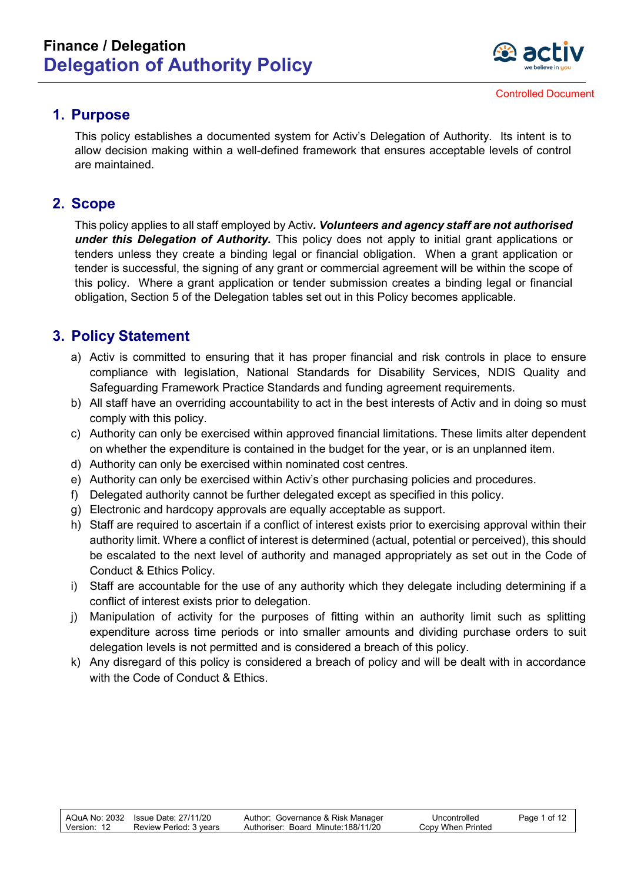Finance / Delegation

# Delegation of Authority Policy

Controlled Document

## 1. Purpose

This policy establishes a documented system for Activ's Delegation of Authority. Its intent is to allow decision making within a well-defined framework that ensures acceptable levels of control are maintained.

## 2. Scope

This policy applies to all staff employed by Activ***. Volunteers and agency staff are not authorised under this Delegation of Authority.*** This policy does not apply to initial grant applications or tenders unless they create a binding legal or financial obligation. When a grant application or tender is successful, the signing of any grant or commercial agreement will be within the scope of this policy. Where a grant application or tender submission creates a binding legal or financial obligation, Section 5 of the Delegation tables set out in this Policy becomes applicable.

## 3. Policy Statement

a) Activ is committed to ensuring that it has proper financial and risk controls in place to ensure compliance with legislation, National Standards for Disability Services, NDIS Quality and Safeguarding Framework Practice Standards and funding agreement requirements.

b) All staff have an overriding accountability to act in the best interests of Activ and in doing so must comply with this policy.

c) Authority can only be exercised within approved financial limitations. These limits alter dependent on whether the expenditure is contained in the budget for the year, or is an unplanned item.

d) Authority can only be exercised within nominated cost centres.

e) Authority can only be exercised within Activ's other purchasing policies and procedures.

f) Delegated authority cannot be further delegated except as specified in this policy.

g) Electronic and hardcopy approvals are equally acceptable as support.

h) Staff are required to ascertain if a conflict of interest exists prior to exercising approval within their authority limit. Where a conflict of interest is determined (actual, potential or perceived), this should be escalated to the next level of authority and managed appropriately as set out in the Code of Conduct & Ethics Policy.

i) Staff are accountable for the use of any authority which they delegate including determining if a conflict of interest exists prior to delegation.

j) Manipulation of activity for the purposes of fitting within an authority limit such as splitting expenditure across time periods or into smaller amounts and dividing purchase orders to suit delegation levels is not permitted and is considered a breach of this policy.

k) Any disregard of this policy is considered a breach of policy and will be dealt with in accordance with the Code of Conduct & Ethics.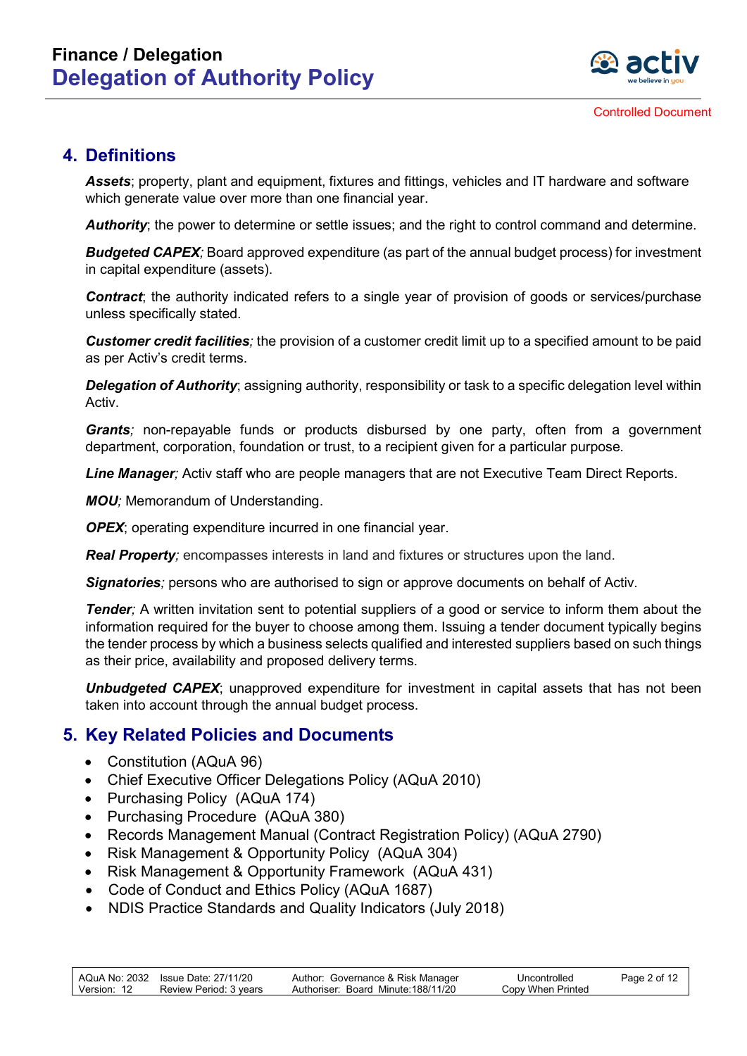## 4. Definitions

***Assets***; property, plant and equipment, fixtures and fittings, vehicles and IT hardware and software which generate value over more than one financial year.

***Authority***; the power to determine or settle issues; and the right to control command and determine.

***Budgeted CAPEX****;* Board approved expenditure (as part of the annual budget process) for investment in capital expenditure (assets).

***Contract***; the authority indicated refers to a single year of provision of goods or services/purchase unless specifically stated.

***Customer credit facilities****;* the provision of a customer credit limit up to a specified amount to be paid as per Activ's credit terms.

***Delegation of Authority***; assigning authority, responsibility or task to a specific delegation level within Activ.

***Grants****;* non-repayable funds or products disbursed by one party, often from a government department, corporation, foundation or trust, to a recipient given for a particular purpose.

***Line Manager****;* Activ staff who are people managers that are not Executive Team Direct Reports.

***MOU****;* Memorandum of Understanding.

***OPEX***; operating expenditure incurred in one financial year.

***Real Property****;* encompasses interests in land and fixtures or structures upon the land.

***Signatories****;* persons who are authorised to sign or approve documents on behalf of Activ.

***Tender****;* A written invitation sent to potential suppliers of a good or service to inform them about the information required for the buyer to choose among them. Issuing a tender document typically begins the tender process by which a business selects qualified and interested suppliers based on such things as their price, availability and proposed delivery terms.

***Unbudgeted CAPEX***; unapproved expenditure for investment in capital assets that has not been taken into account through the annual budget process.

## 5. Key Related Policies and Documents

- Constitution (AQuA 96)
- Chief Executive Officer Delegations Policy (AQuA 2010)
- Purchasing Policy (AQuA 174)
- Purchasing Procedure (AQuA 380)
- Records Management Manual (Contract Registration Policy) (AQuA 2790)
- Risk Management & Opportunity Policy (AQuA 304)
- Risk Management & Opportunity Framework (AQuA 431)
- Code of Conduct and Ethics Policy (AQuA 1687)
- NDIS Practice Standards and Quality Indicators (July 2018)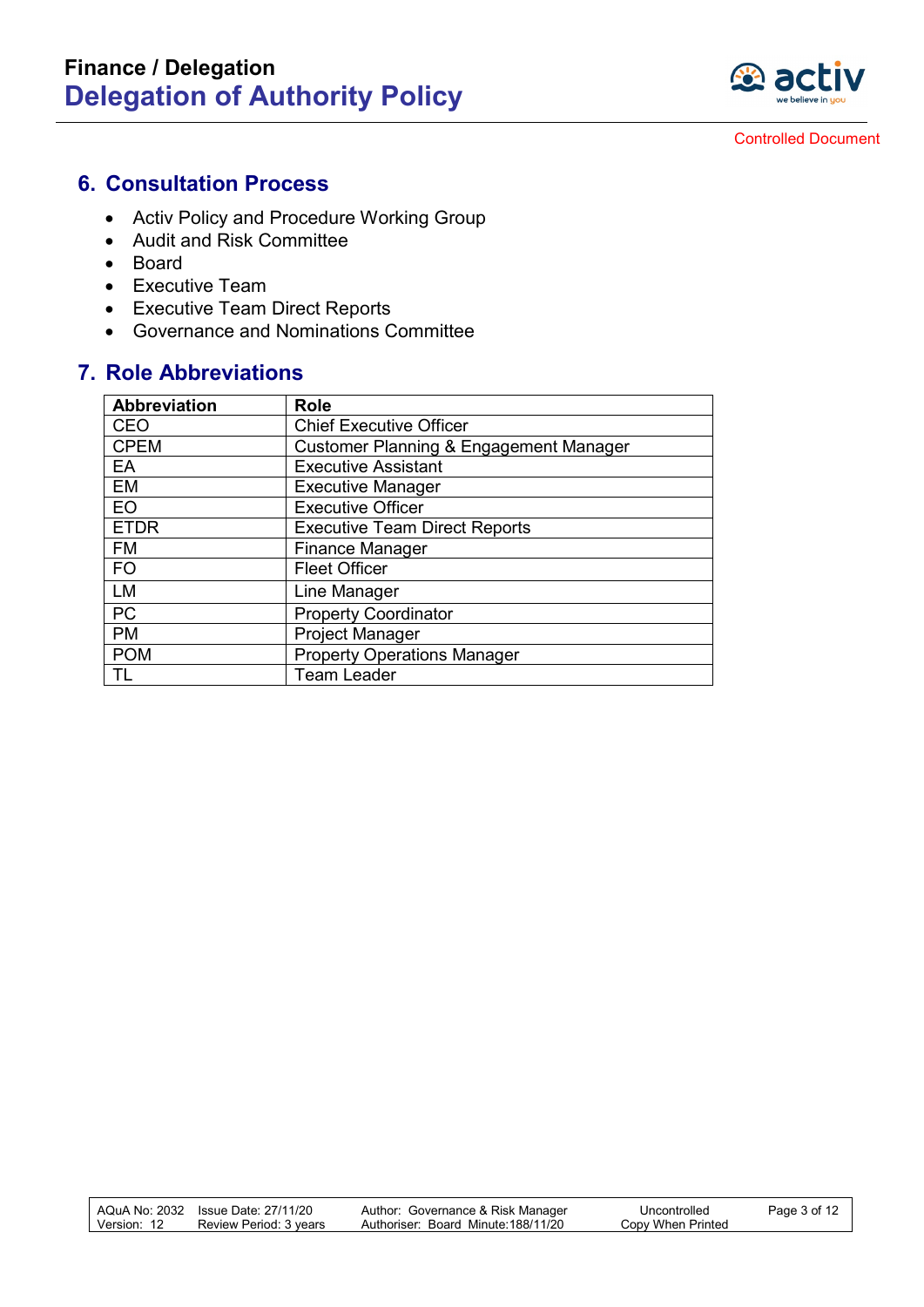## 6. Consultation Process

- Activ Policy and Procedure Working Group
- Audit and Risk Committee
- Board
- Executive Team
- Executive Team Direct Reports
- Governance and Nominations Committee

## 7. Role Abbreviations

| Abbreviation | Role |
|---|---|
| CEO | Chief Executive Officer |
| CPEM | Customer Planning & Engagement Manager |
| EA | Executive Assistant |
| EM | Executive Manager |
| EO | Executive Officer |
| ETDR | Executive Team Direct Reports |
| FM | Finance Manager |
| FO | Fleet Officer |
| LM | Line Manager |
| PC | Property Coordinator |
| PM | Project Manager |
| POM | Property Operations Manager |
| TL | Team Leader |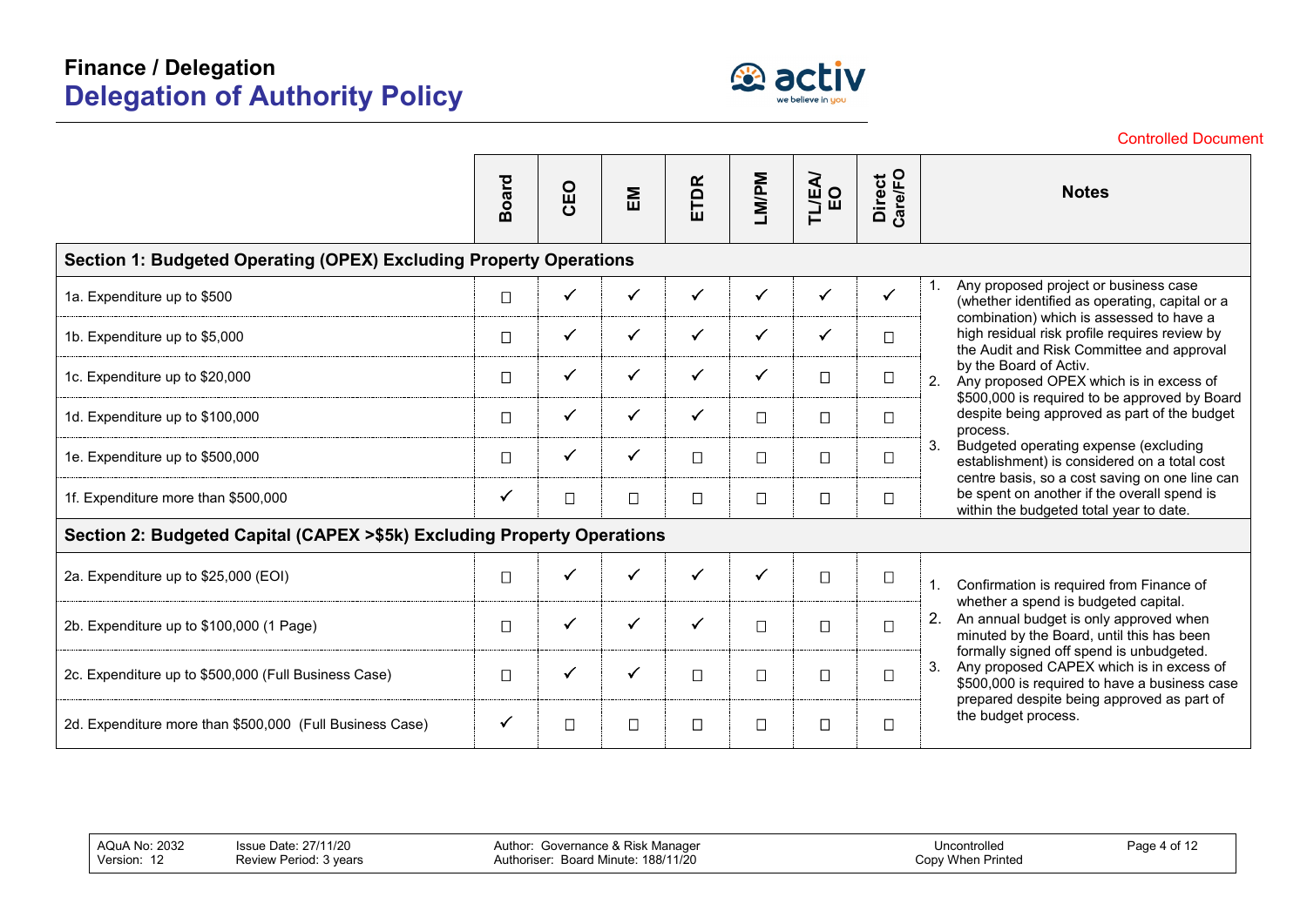# Finance / Delegation

## Delegation of Authority Policy

Controlled Document

| | Board | CEO | EM | ETDR | LM/PM | TL/EA/EO | Direct Care/FO | Notes |
|---|---|---|---|---|---|---|---|---|
| **Section 1: Budgeted Operating (OPEX) Excluding Property Operations** | | | | | | | | |
| 1a. Expenditure up to $500 | ☐ | ✓ | ✓ | ✓ | ✓ | ✓ | ✓ | 1. Any proposed project or business case (whether identified as operating, capital or a combination) which is assessed to have a high residual risk profile requires review by the Audit and Risk Committee and approval by the Board of Activ.<br>2. Any proposed OPEX which is in excess of $500,000 is required to be approved by Board despite being approved as part of the budget process.<br>3. Budgeted operating expense (excluding establishment) is considered on a total cost centre basis, so a cost saving on one line can be spent on another if the overall spend is within the budgeted total year to date. |
| 1b. Expenditure up to $5,000 | ☐ | ✓ | ✓ | ✓ | ✓ | ✓ | ☐ | |
| 1c. Expenditure up to $20,000 | ☐ | ✓ | ✓ | ✓ | ✓ | ☐ | ☐ | |
| 1d. Expenditure up to $100,000 | ☐ | ✓ | ✓ | ✓ | ☐ | ☐ | ☐ | |
| 1e. Expenditure up to $500,000 | ☐ | ✓ | ✓ | ☐ | ☐ | ☐ | ☐ | |
| 1f. Expenditure more than $500,000 | ✓ | ☐ | ☐ | ☐ | ☐ | ☐ | ☐ | |
| **Section 2: Budgeted Capital (CAPEX >$5k) Excluding Property Operations** | | | | | | | | |
| 2a. Expenditure up to $25,000 (EOI) | ☐ | ✓ | ✓ | ✓ | ✓ | ☐ | ☐ | 1. Confirmation is required from Finance of whether a spend is budgeted capital.<br>2. An annual budget is only approved when minuted by the Board, until this has been formally signed off spend is unbudgeted.<br>3. Any proposed CAPEX which is in excess of $500,000 is required to have a business case prepared despite being approved as part of the budget process. |
| 2b. Expenditure up to $100,000 (1 Page) | ☐ | ✓ | ✓ | ✓ | ☐ | ☐ | ☐ | |
| 2c. Expenditure up to $500,000 (Full Business Case) | ☐ | ✓ | ✓ | ☐ | ☐ | ☐ | ☐ | |
| 2d. Expenditure more than $500,000 (Full Business Case) | ✓ | ☐ | ☐ | ☐ | ☐ | ☐ | ☐ | |

AQuA No: 2032 | Version: 12 | Issue Date: 27/11/20 | Review Period: 3 years | Author: Governance & Risk Manager | Authoriser: Board Minute: 188/11/20 | Uncontrolled Copy When Printed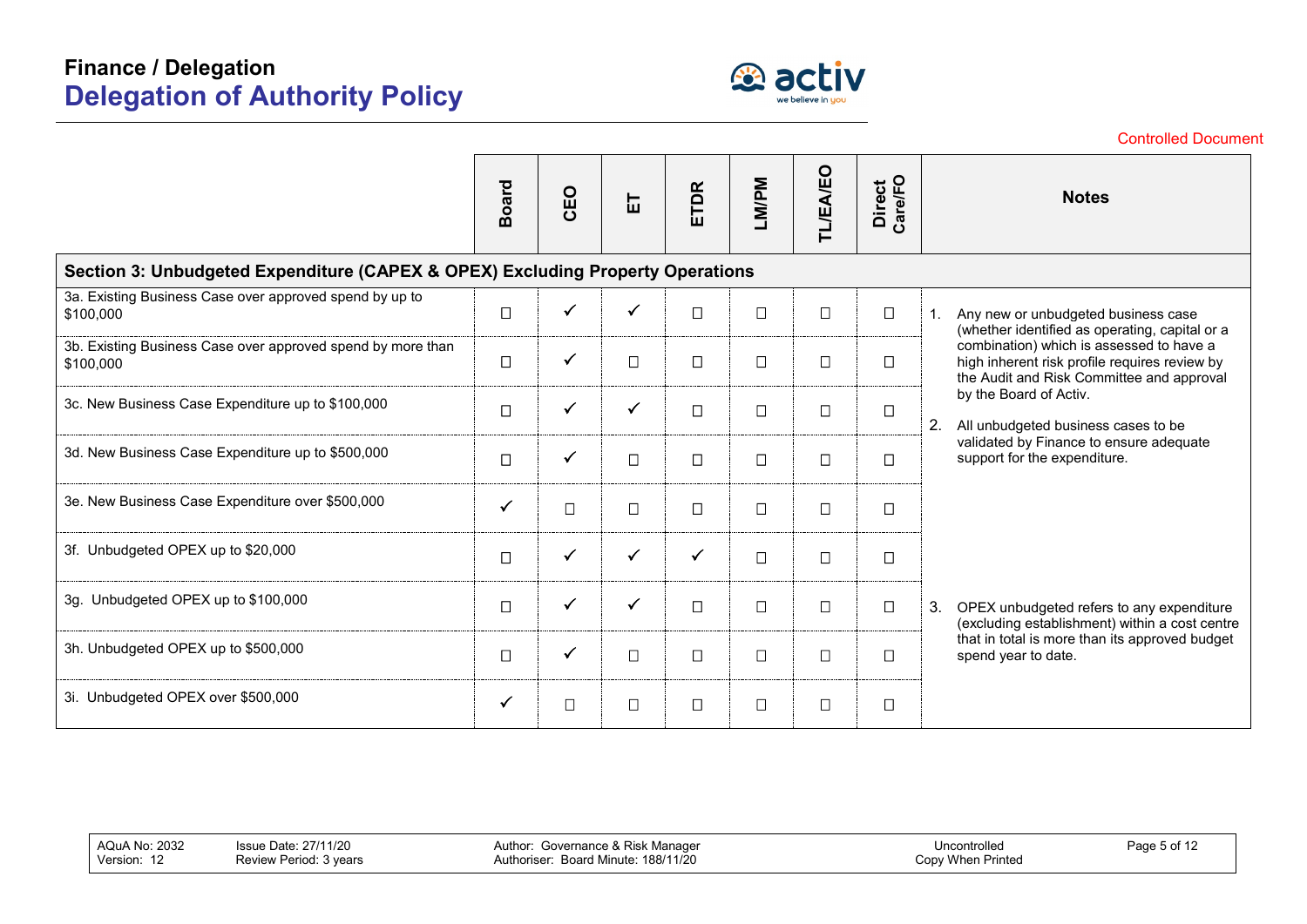# Finance / Delegation
## Delegation of Authority Policy

Controlled Document

| | Board | CEO | ET | ETDR | LM/PM | TL/EA/EO | Direct Care/FO | Notes |
|---|---|---|---|---|---|---|---|---|
| **Section 3: Unbudgeted Expenditure (CAPEX & OPEX) Excluding Property Operations** | | | | | | | | |
| 3a. Existing Business Case over approved spend by up to $100,000 | ☐ | ✓ | ✓ | ☐ | ☐ | ☐ | ☐ | 1. Any new or unbudgeted business case (whether identified as operating, capital or a combination) which is assessed to have a high inherent risk profile requires review by the Audit and Risk Committee and approval by the Board of Activ.<br>2. All unbudgeted business cases to be validated by Finance to ensure adequate support for the expenditure. |
| 3b. Existing Business Case over approved spend by more than $100,000 | ☐ | ✓ | ☐ | ☐ | ☐ | ☐ | ☐ | |
| 3c. New Business Case Expenditure up to $100,000 | ☐ | ✓ | ✓ | ☐ | ☐ | ☐ | ☐ | |
| 3d. New Business Case Expenditure up to $500,000 | ☐ | ✓ | ☐ | ☐ | ☐ | ☐ | ☐ | |
| 3e. New Business Case Expenditure over $500,000 | ✓ | ☐ | ☐ | ☐ | ☐ | ☐ | ☐ | |
| 3f. Unbudgeted OPEX up to $20,000 | ☐ | ✓ | ✓ | ✓ | ☐ | ☐ | ☐ | |
| 3g. Unbudgeted OPEX up to $100,000 | ☐ | ✓ | ✓ | ☐ | ☐ | ☐ | ☐ | 3. OPEX unbudgeted refers to any expenditure (excluding establishment) within a cost centre that in total is more than its approved budget spend year to date. |
| 3h. Unbudgeted OPEX up to $500,000 | ☐ | ✓ | ☐ | ☐ | ☐ | ☐ | ☐ | |
| 3i. Unbudgeted OPEX over $500,000 | ✓ | ☐ | ☐ | ☐ | ☐ | ☐ | ☐ | |

AQuA No: 2032 | Issue Date: 27/11/20 | Author: Governance & Risk Manager | Uncontrolled Copy When Printed
Version: 12 | Review Period: 3 years | Authoriser: Board Minute: 188/11/20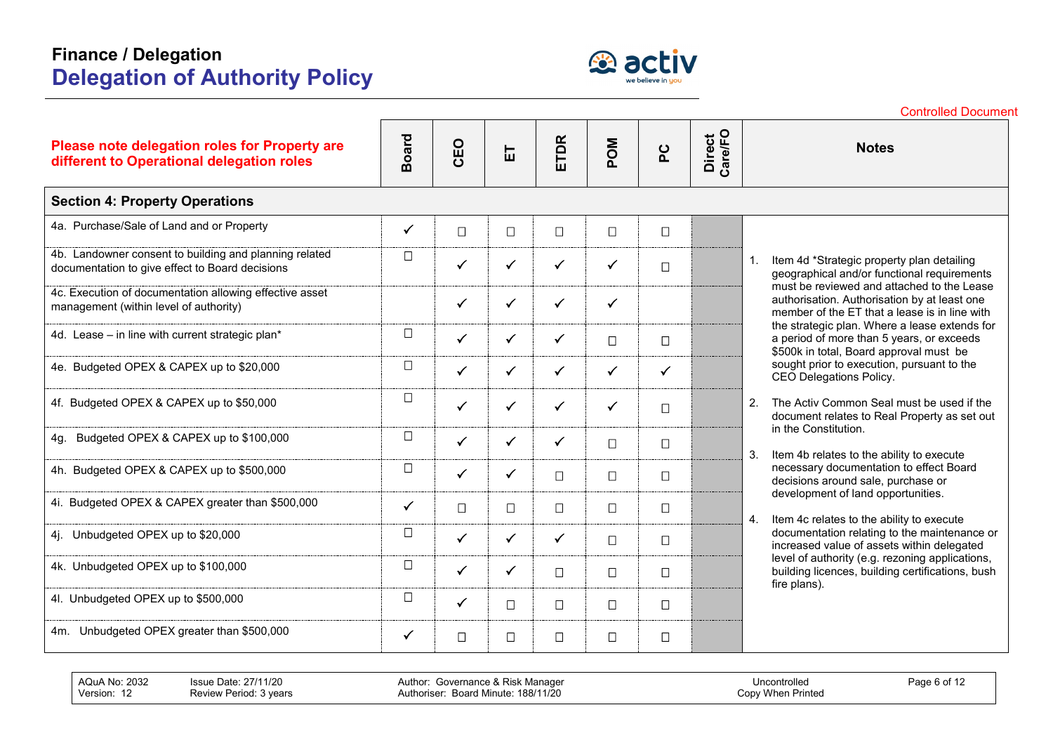# Finance / Delegation
## Delegation of Authority Policy

Controlled Document

| **Please note delegation roles for Property are different to Operational delegation roles** | Board | CEO | ET | ETDR | POM | PC | Direct Care/FO | Notes |
|---|---|---|---|---|---|---|---|---|
| **Section 4: Property Operations** | | | | | | | | |
| 4a. Purchase/Sale of Land and or Property | ✓ | ☐ | ☐ | ☐ | ☐ | ☐ | | |
| 4b. Landowner consent to building and planning related documentation to give effect to Board decisions | ☐ | ✓ | ✓ | ✓ | ✓ | ☐ | | |
| 4c. Execution of documentation allowing effective asset management (within level of authority) | | ✓ | ✓ | ✓ | ✓ | | | |
| 4d. Lease – in line with current strategic plan* | ☐ | ✓ | ✓ | ✓ | ☐ | ☐ | | |
| 4e. Budgeted OPEX & CAPEX up to $20,000 | ☐ | ✓ | ✓ | ✓ | ✓ | ✓ | | |
| 4f. Budgeted OPEX & CAPEX up to $50,000 | ☐ | ✓ | ✓ | ✓ | ✓ | ☐ | | |
| 4g. Budgeted OPEX & CAPEX up to $100,000 | ☐ | ✓ | ✓ | ✓ | ☐ | ☐ | | |
| 4h. Budgeted OPEX & CAPEX up to $500,000 | ☐ | ✓ | ✓ | ☐ | ☐ | ☐ | | |
| 4i. Budgeted OPEX & CAPEX greater than $500,000 | ✓ | ☐ | ☐ | ☐ | ☐ | ☐ | | |
| 4j. Unbudgeted OPEX up to $20,000 | ☐ | ✓ | ✓ | ✓ | ☐ | ☐ | | |
| 4k. Unbudgeted OPEX up to $100,000 | ☐ | ✓ | ✓ | ☐ | ☐ | ☐ | | |
| 4l. Unbudgeted OPEX up to $500,000 | ☐ | ✓ | ☐ | ☐ | ☐ | ☐ | | |
| 4m. Unbudgeted OPEX greater than $500,000 | ✓ | ☐ | ☐ | ☐ | ☐ | ☐ | | |

**Notes**

1. Item 4d *Strategic property plan detailing geographical and/or functional requirements must be reviewed and attached to the Lease authorisation. Authorisation by at least one member of the ET that a lease is in line with the strategic plan. Where a lease extends for a period of more than 5 years, or exceeds $500k in total, Board approval must be sought prior to execution, pursuant to the CEO Delegations Policy.
2. The Activ Common Seal must be used if the document relates to Real Property as set out in the Constitution.
3. Item 4b relates to the ability to execute necessary documentation to effect Board decisions around sale, purchase or development of land opportunities.
4. Item 4c relates to the ability to execute documentation relating to the maintenance or increased value of assets within delegated level of authority (e.g. rezoning applications, building licences, building certifications, bush fire plans).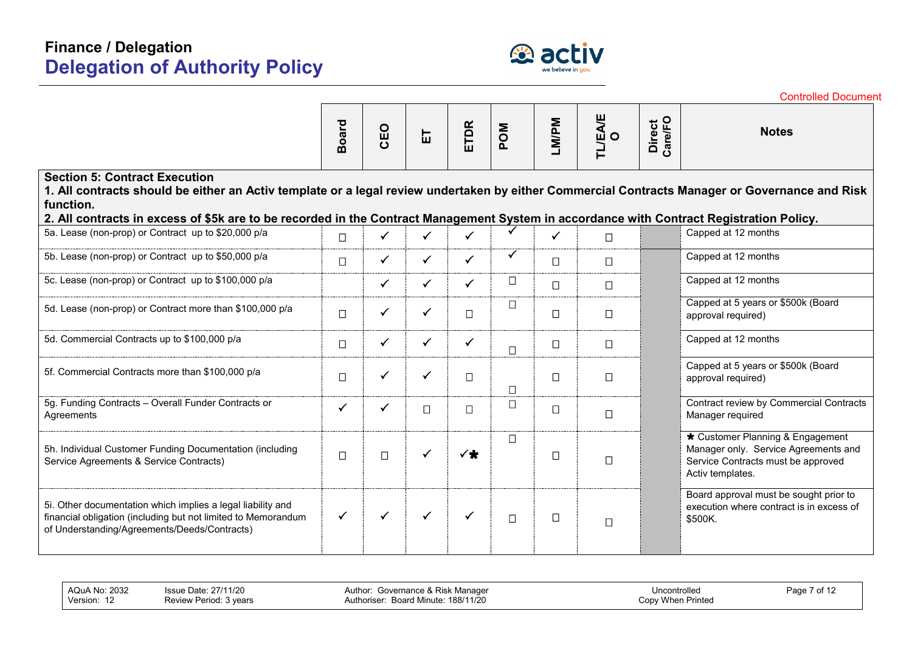Finance / Delegation

# Delegation of Authority Policy

Controlled Document

| | Board | CEO | ET | ETDR | POM | LM/PM | TL/EA/EO | Direct Care/FO | Notes |
|---|---|---|---|---|---|---|---|---|---|
| **Section 5: Contract Execution**<br>**1. All contracts should be either an Activ template or a legal review undertaken by either Commercial Contracts Manager or Governance and Risk function.**<br>**2. All contracts in excess of $5k are to be recorded in the Contract Management System in accordance with Contract Registration Policy.** | | | | | | | | | |
| 5a. Lease (non-prop) or Contract up to $20,000 p/a | ☐ | ✓ | ✓ | ✓ | ✓ | ✓ | ☐ | | Capped at 12 months |
| 5b. Lease (non-prop) or Contract up to $50,000 p/a | ☐ | ✓ | ✓ | ✓ | ✓ | ☐ | ☐ | | Capped at 12 months |
| 5c. Lease (non-prop) or Contract up to $100,000 p/a | | ✓ | ✓ | ✓ | ☐ | ☐ | ☐ | | Capped at 12 months |
| 5d. Lease (non-prop) or Contract more than $100,000 p/a | ☐ | ✓ | ✓ | ☐ | ☐ | ☐ | ☐ | | Capped at 5 years or $500k (Board approval required) |
| 5d. Commercial Contracts up to $100,000 p/a | ☐ | ✓ | ✓ | ✓ | ☐ | ☐ | ☐ | | Capped at 12 months |
| 5f. Commercial Contracts more than $100,000 p/a | ☐ | ✓ | ✓ | ☐ | ☐ | ☐ | ☐ | | Capped at 5 years or $500k (Board approval required) |
| 5g. Funding Contracts – Overall Funder Contracts or Agreements | ✓ | ✓ | ☐ | ☐ | ☐ | ☐ | ☐ | | Contract review by Commercial Contracts Manager required |
| 5h. Individual Customer Funding Documentation (including Service Agreements & Service Contracts) | ☐ | ☐ | ✓ | ✓✱ | ☐ | ☐ | ☐ | | ✱ Customer Planning & Engagement Manager only. Service Agreements and Service Contracts must be approved Activ templates. |
| 5i. Other documentation which implies a legal liability and financial obligation (including but not limited to Memorandum of Understanding/Agreements/Deeds/Contracts) | ✓ | ✓ | ✓ | ✓ | ☐ | ☐ | ☐ | | Board approval must be sought prior to execution where contract is in excess of $500K. |

| AQuA No: 2032<br>Version: 12 | Issue Date: 27/11/20<br>Review Period: 3 years | Author: Governance & Risk Manager<br>Authoriser: Board Minute: 188/11/20 | Uncontrolled<br>Copy When Printed |
|---|---|---|---|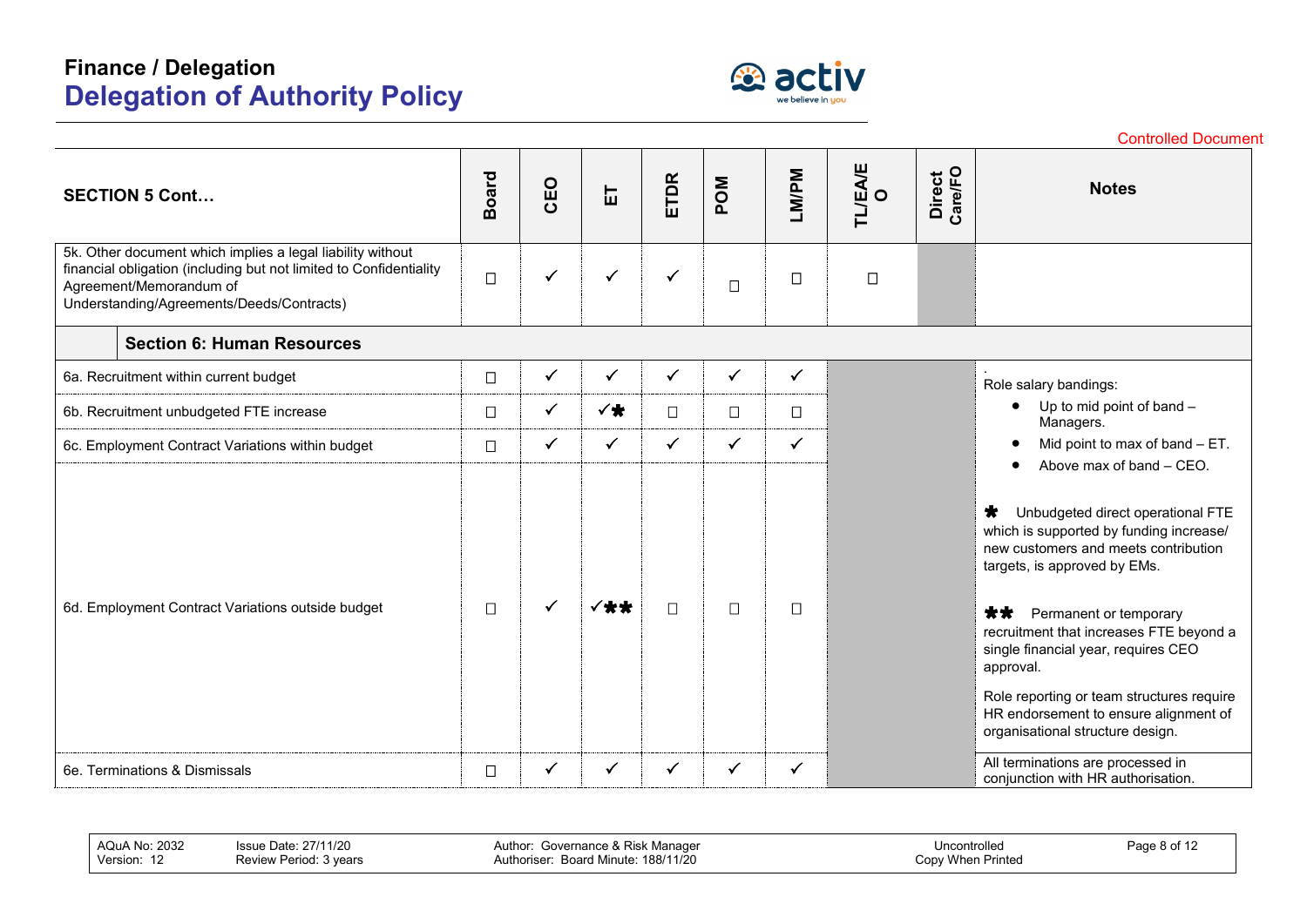# Finance / Delegation
## Delegation of Authority Policy

Controlled Document

| SECTION 5 Cont… | Board | CEO | ET | ETDR | POM | LM/PM | TL/EA/EO | Direct Care/FO | Notes |
|---|---|---|---|---|---|---|---|---|---|
| 5k. Other document which implies a legal liability without financial obligation (including but not limited to Confidentiality Agreement/Memorandum of Understanding/Agreements/Deeds/Contracts) | ☐ | ✓ | ✓ | ✓ | ☐ | ☐ | ☐ | | |
| **Section 6: Human Resources** | | | | | | | | | |
| 6a. Recruitment within current budget | ☐ | ✓ | ✓ | ✓ | ✓ | ✓ | | | . Role salary bandings: • Up to mid point of band – Managers. • Mid point to max of band – ET. • Above max of band – CEO. |
| 6b. Recruitment unbudgeted FTE increase | ☐ | ✓ | ✓✱ | ☐ | ☐ | ☐ | | | ✱ Unbudgeted direct operational FTE which is supported by funding increase/ new customers and meets contribution targets, is approved by EMs. |
| 6c. Employment Contract Variations within budget | ☐ | ✓ | ✓ | ✓ | ✓ | ✓ | | | ✱✱ Permanent or temporary recruitment that increases FTE beyond a single financial year, requires CEO approval. |
| 6d. Employment Contract Variations outside budget | ☐ | ✓ | ✓✱✱ | ☐ | ☐ | ☐ | | | Role reporting or team structures require HR endorsement to ensure alignment of organisational structure design. |
| 6e. Terminations & Dismissals | ☐ | ✓ | ✓ | ✓ | ✓ | ✓ | | | All terminations are processed in conjunction with HR authorisation. |

| AQuA No: 2032 | Issue Date: 27/11/20 | Author: Governance & Risk Manager | Uncontrolled |
|---|---|---|---|
| Version: 12 | Review Period: 3 years | Authoriser: Board Minute: 188/11/20 | Copy When Printed |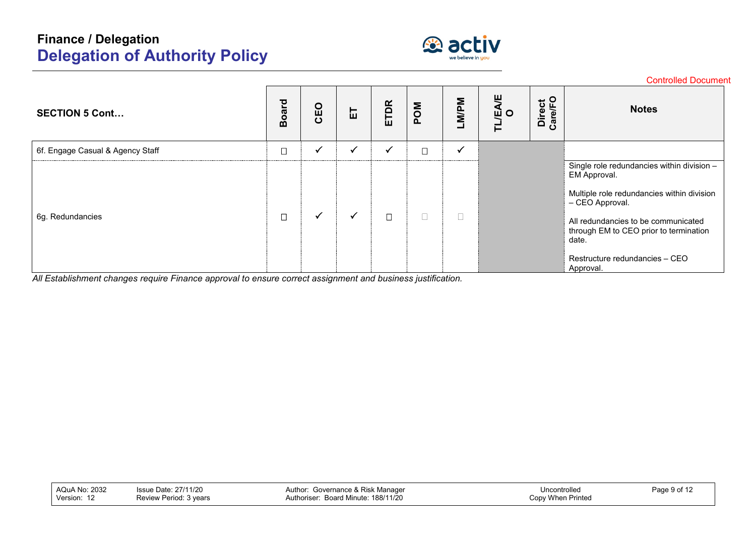# Finance / Delegation
## Delegation of Authority Policy

Controlled Document

| SECTION 5 Cont… | Board | CEO | ET | ETDR | POM | LM/PM | TL/EA/EO | Direct Care/FO | Notes |
|---|---|---|---|---|---|---|---|---|---|
| 6f. Engage Casual & Agency Staff | ☐ | ✓ | ✓ | ✓ | ☐ | ✓ | | | |
| 6g. Redundancies | ☐ | ✓ | ✓ | ☐ | ☐ | ☐ | | | Single role redundancies within division – EM Approval.<br><br>Multiple role redundancies within division – CEO Approval.<br><br>All redundancies to be communicated through EM to CEO prior to termination date.<br><br>Restructure redundancies – CEO Approval. |

*All Establishment changes require Finance approval to ensure correct assignment and business justification.*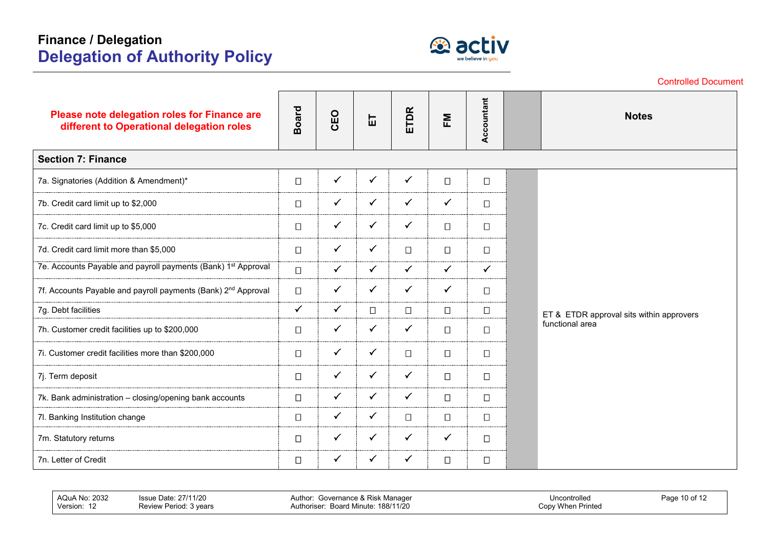# Finance / Delegation
## Delegation of Activity Policy

Controlled Document

| **Please note delegation roles for Finance are different to Operational delegation roles** | Board | CEO | ET | ETDR | FM | Accountant | | Notes |
|---|---|---|---|---|---|---|---|---|
| **Section 7: Finance** | | | | | | | | |
| 7a. Signatories (Addition & Amendment)* | ☐ | ✓ | ✓ | ✓ | ☐ | ☐ | | ET & ETDR approval sits within approvers functional area |
| 7b. Credit card limit up to $2,000 | ☐ | ✓ | ✓ | ✓ | ✓ | ☐ | | |
| 7c. Credit card limit up to $5,000 | ☐ | ✓ | ✓ | ✓ | ☐ | ☐ | | |
| 7d. Credit card limit more than $5,000 | ☐ | ✓ | ✓ | ☐ | ☐ | ☐ | | |
| 7e. Accounts Payable and payroll payments (Bank) 1st Approval | ☐ | ✓ | ✓ | ✓ | ✓ | ✓ | | |
| 7f. Accounts Payable and payroll payments (Bank) 2nd Approval | ☐ | ✓ | ✓ | ✓ | ✓ | ☐ | | |
| 7g. Debt facilities | ✓ | ✓ | ☐ | ☐ | ☐ | ☐ | | |
| 7h. Customer credit facilities up to $200,000 | ☐ | ✓ | ✓ | ✓ | ☐ | ☐ | | |
| 7i. Customer credit facilities more than $200,000 | ☐ | ✓ | ✓ | ☐ | ☐ | ☐ | | |
| 7j. Term deposit | ☐ | ✓ | ✓ | ✓ | ☐ | ☐ | | |
| 7k. Bank administration – closing/opening bank accounts | ☐ | ✓ | ✓ | ✓ | ☐ | ☐ | | |
| 7l. Banking Institution change | ☐ | ✓ | ✓ | ☐ | ☐ | ☐ | | |
| 7m. Statutory returns | ☐ | ✓ | ✓ | ✓ | ✓ | ☐ | | |
| 7n. Letter of Credit | ☐ | ✓ | ✓ | ✓ | ☐ | ☐ | | |

AQuA No: 2032 | Version: 12 | Issue Date: 27/11/20 | Review Period: 3 years | Author: Governance & Risk Manager | Authoriser: Board Minute: 188/11/20 | Uncontrolled Copy When Printed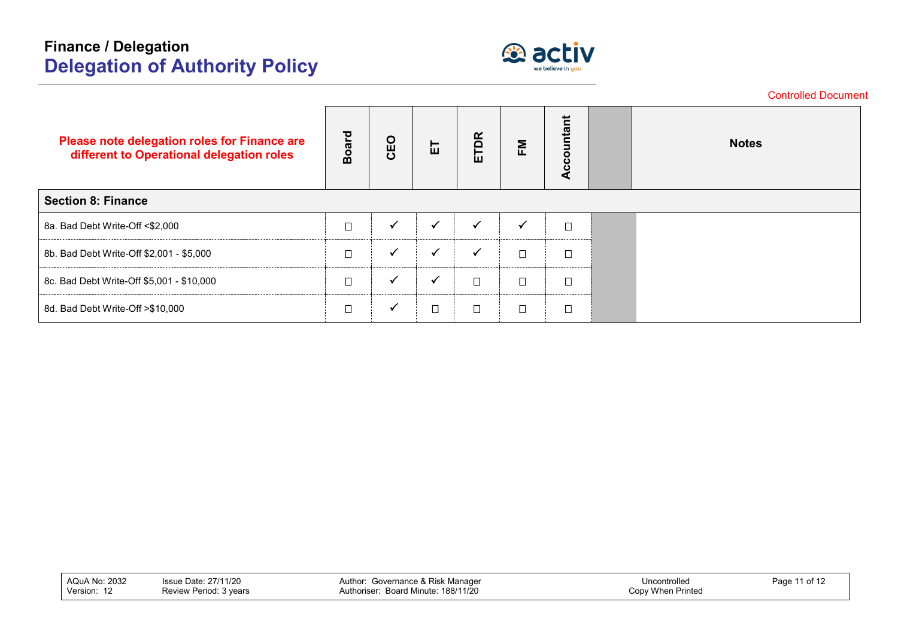# Finance / Delegation
## Delegation of Authority Policy

Controlled Document

| Please note delegation roles for Finance are different to Operational delegation roles | Board | CEO | ET | ETDR | FM | Accountant | | Notes |
|---|---|---|---|---|---|---|---|---|
| **Section 8: Finance** | | | | | | | | |
| 8a. Bad Debt Write-Off <$2,000 | ☐ | ✓ | ✓ | ✓ | ✓ | ☐ | | |
| 8b. Bad Debt Write-Off $2,001 - $5,000 | ☐ | ✓ | ✓ | ✓ | ☐ | ☐ | | |
| 8c. Bad Debt Write-Off $5,001 - $10,000 | ☐ | ✓ | ✓ | ☐ | ☐ | ☐ | | |
| 8d. Bad Debt Write-Off >$10,000 | ☐ | ✓ | ☐ | ☐ | ☐ | ☐ | | |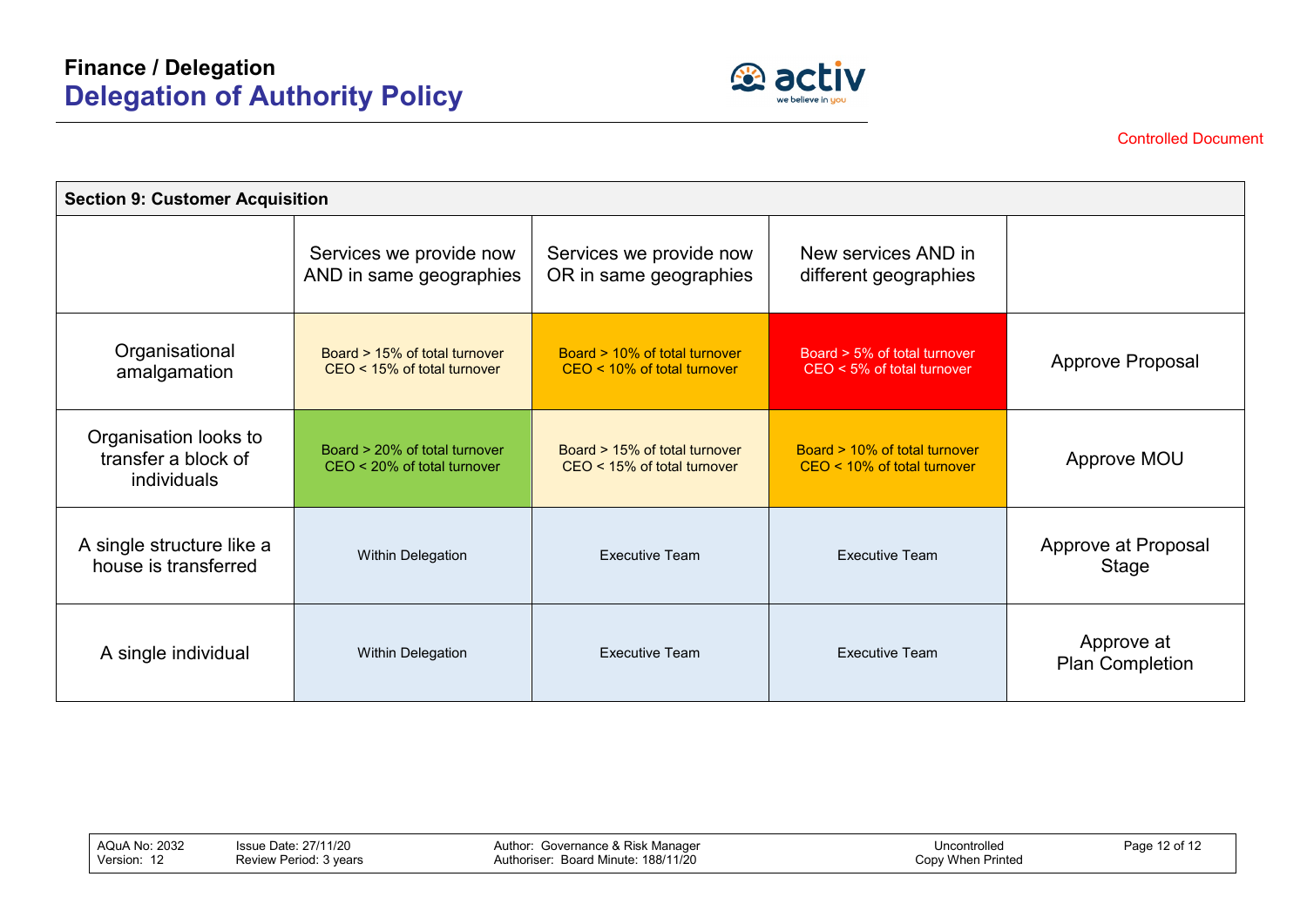| Section 9: Customer Acquisition | | | | |
|---|---|---|---|---|
| | Services we provide now AND in same geographies | Services we provide now OR in same geographies | New services AND in different geographies | |
| Organisational amalgamation | Board > 15% of total turnover<br>CEO < 15% of total turnover | Board > 10% of total turnover<br>CEO < 10% of total turnover | Board > 5% of total turnover<br>CEO < 5% of total turnover | Approve Proposal |
| Organisation looks to transfer a block of individuals | Board > 20% of total turnover<br>CEO < 20% of total turnover | Board > 15% of total turnover<br>CEO < 15% of total turnover | Board > 10% of total turnover<br>CEO < 10% of total turnover | Approve MOU |
| A single structure like a house is transferred | Within Delegation | Executive Team | Executive Team | Approve at Proposal Stage |
| A single individual | Within Delegation | Executive Team | Executive Team | Approve at Plan Completion |